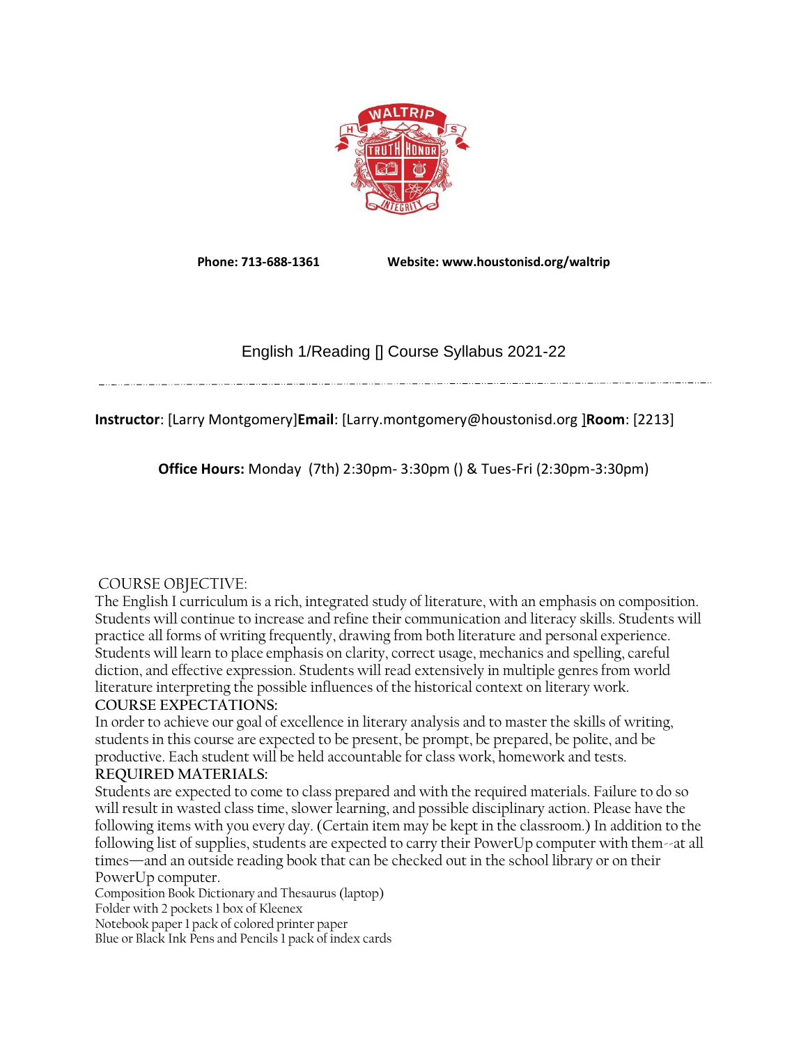**Phone: 713-688-1361** **Website: www.houstonisd.org/waltrip**

# English 1/Reading [] Course Syllabus 2021-22

**Instructor**: [Larry Montgomery]**Email**: [Larry.montgomery@houstonisd.org ]**Room**: [2213]

**Office Hours:** Monday (7th) 2:30pm- 3:30pm () & Tues-Fri (2:30pm-3:30pm)

## COURSE OBJECTIVE:

The English I curriculum is a rich, integrated study of literature, with an emphasis on composition. Students will continue to increase and refine their communication and literacy skills. Students will practice all forms of writing frequently, drawing from both literature and personal experience. Students will learn to place emphasis on clarity, correct usage, mechanics and spelling, careful diction, and effective expression. Students will read extensively in multiple genres from world literature interpreting the possible influences of the historical context on literary work.

## COURSE EXPECTATIONS:

In order to achieve our goal of excellence in literary analysis and to master the skills of writing, students in this course are expected to be present, be prompt, be prepared, be polite, and be productive. Each student will be held accountable for class work, homework and tests.

## REQUIRED MATERIALS:

Students are expected to come to class prepared and with the required materials. Failure to do so will result in wasted class time, slower learning, and possible disciplinary action. Please have the following items with you every day. (Certain item may be kept in the classroom.) In addition to the following list of supplies, students are expected to carry their PowerUp computer with them--at all times—and an outside reading book that can be checked out in the school library or on their PowerUp computer.

Composition Book Dictionary and Thesaurus (laptop)
Folder with 2 pockets 1 box of Kleenex
Notebook paper 1 pack of colored printer paper
Blue or Black Ink Pens and Pencils 1 pack of index cards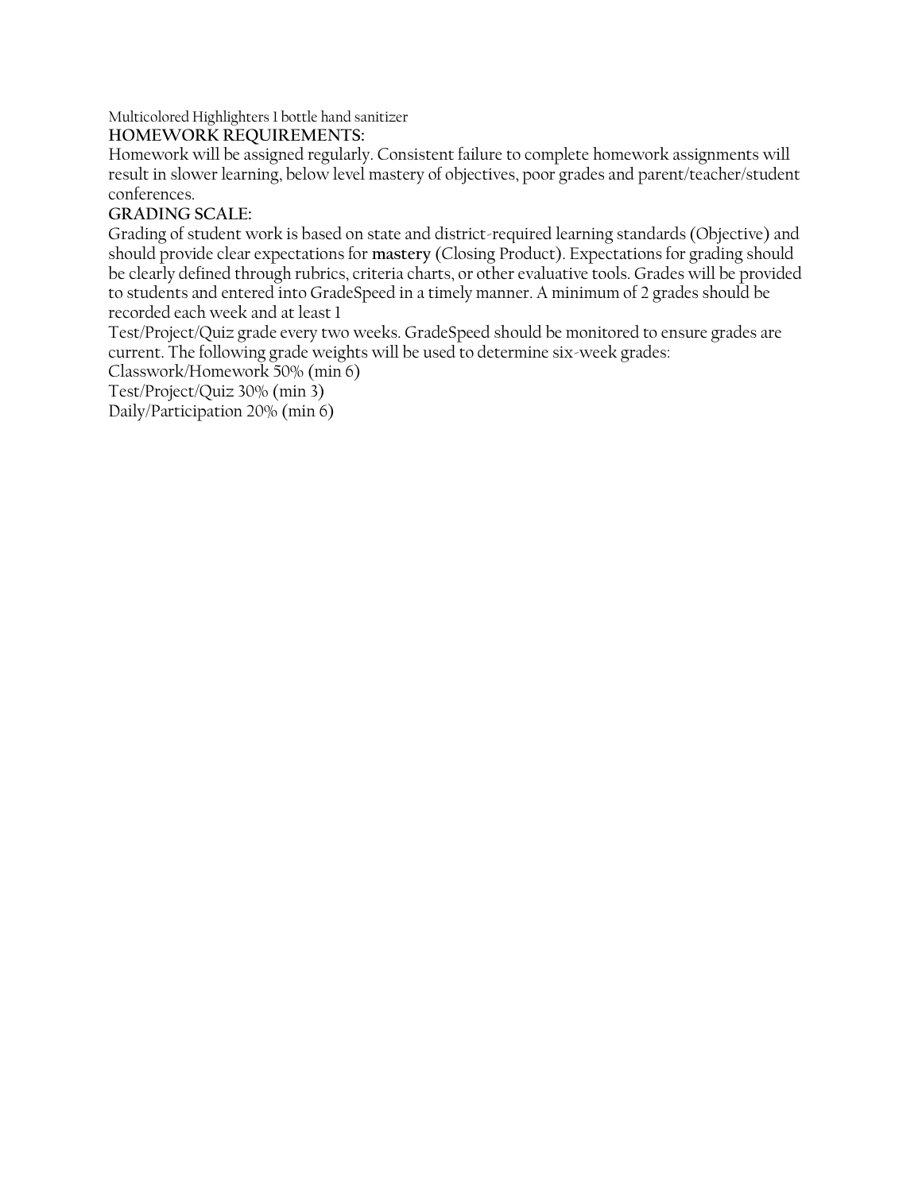Multicolored Highlighters 1 bottle hand sanitizer

**HOMEWORK REQUIREMENTS:**

Homework will be assigned regularly. Consistent failure to complete homework assignments will result in slower learning, below level mastery of objectives, poor grades and parent/teacher/student conferences.

**GRADING SCALE:**

Grading of student work is based on state and district-required learning standards (Objective) and should provide clear expectations for **mastery** (Closing Product). Expectations for grading should be clearly defined through rubrics, criteria charts, or other evaluative tools. Grades will be provided to students and entered into GradeSpeed in a timely manner. A minimum of 2 grades should be recorded each week and at least 1

Test/Project/Quiz grade every two weeks. GradeSpeed should be monitored to ensure grades are current. The following grade weights will be used to determine six-week grades:

Classwork/Homework 50% (min 6)

Test/Project/Quiz 30% (min 3)

Daily/Participation 20% (min 6)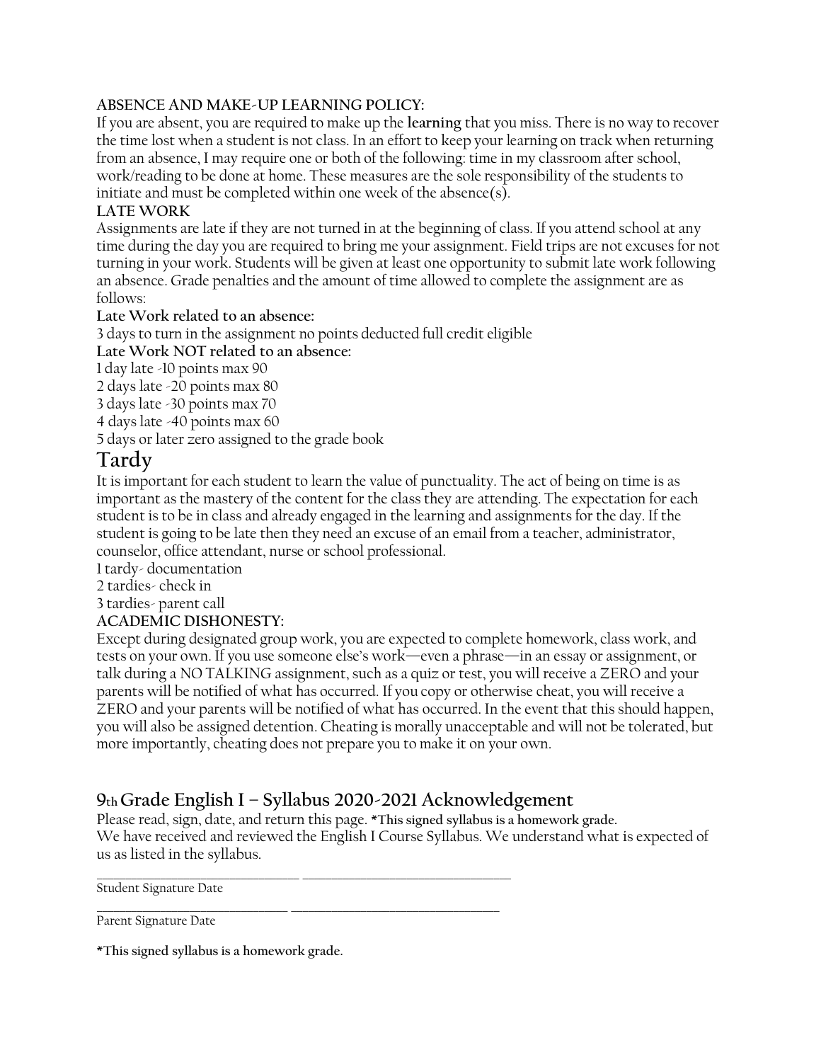**ABSENCE AND MAKE-UP LEARNING POLICY:**

If you are absent, you are required to make up the **learning** that you miss. There is no way to recover the time lost when a student is not class. In an effort to keep your learning on track when returning from an absence, I may require one or both of the following: time in my classroom after school, work/reading to be done at home. These measures are the sole responsibility of the students to initiate and must be completed within one week of the absence(s).

**LATE WORK**

Assignments are late if they are not turned in at the beginning of class. If you attend school at any time during the day you are required to bring me your assignment. Field trips are not excuses for not turning in your work. Students will be given at least one opportunity to submit late work following an absence. Grade penalties and the amount of time allowed to complete the assignment are as follows:

**Late Work related to an absence:**

3 days to turn in the assignment no points deducted full credit eligible

**Late Work NOT related to an absence:**

1 day late -10 points max 90
2 days late -20 points max 80
3 days late -30 points max 70
4 days late -40 points max 60
5 days or later zero assigned to the grade book

# Tardy

It is important for each student to learn the value of punctuality. The act of being on time is as important as the mastery of the content for the class they are attending. The expectation for each student is to be in class and already engaged in the learning and assignments for the day. If the student is going to be late then they need an excuse of an email from a teacher, administrator, counselor, office attendant, nurse or school professional.

1 tardy- documentation
2 tardies- check in
3 tardies- parent call

**ACADEMIC DISHONESTY:**

Except during designated group work, you are expected to complete homework, class work, and tests on your own. If you use someone else's work—even a phrase—in an essay or assignment, or talk during a NO TALKING assignment, such as a quiz or test, you will receive a ZERO and your parents will be notified of what has occurred. If you copy or otherwise cheat, you will receive a ZERO and your parents will be notified of what has occurred. In the event that this should happen, you will also be assigned detention. Cheating is morally unacceptable and will not be tolerated, but more importantly, cheating does not prepare you to make it on your own.

## 9th Grade English I – Syllabus 2020-2021 Acknowledgement

Please read, sign, date, and return this page. ***This signed syllabus is a homework grade.**

We have received and reviewed the English I Course Syllabus. We understand what is expected of us as listed in the syllabus.

_________________________________ _________________________________
Student Signature Date

_________________________________ _________________________________
Parent Signature Date

***This signed syllabus is a homework grade.**